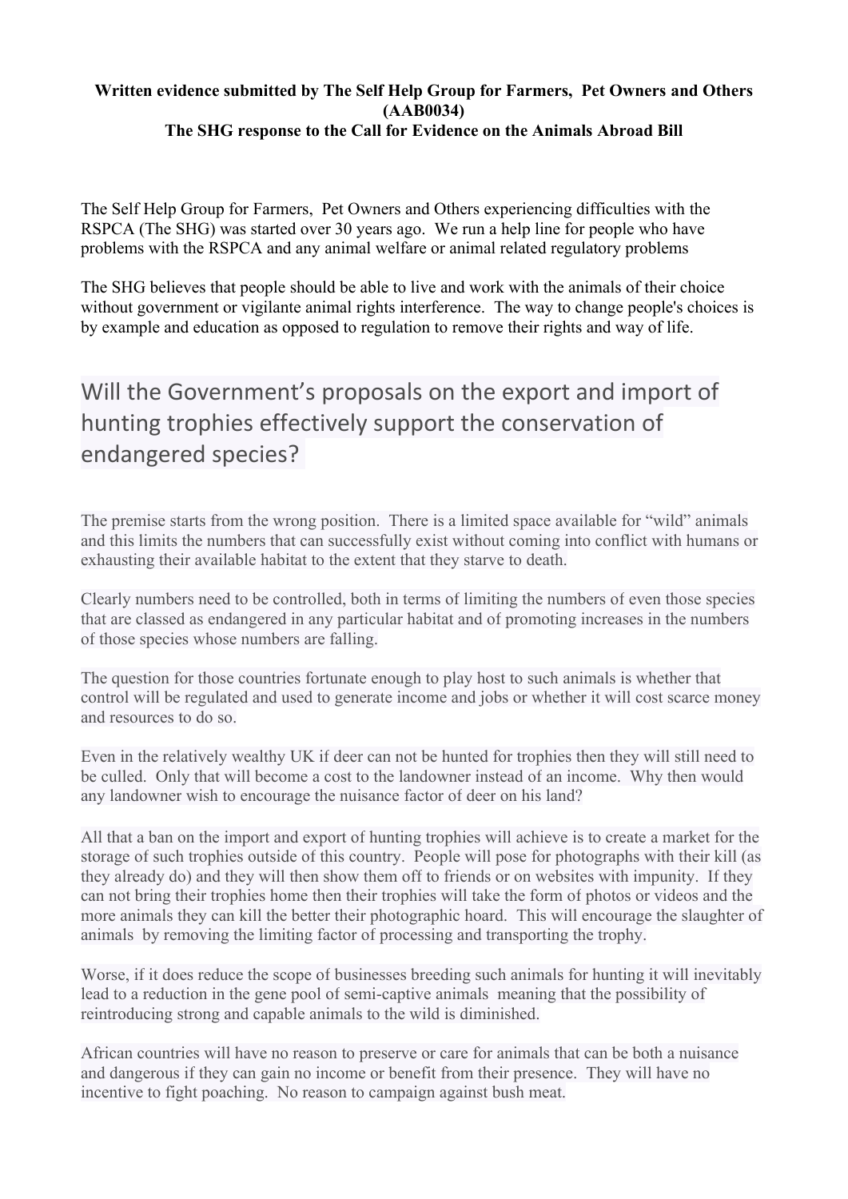**Written evidence submitted by The Self Help Group for Farmers, Pet Owners and Others (AAB0034)**
**The SHG response to the Call for Evidence on the Animals Abroad Bill**

The Self Help Group for Farmers, Pet Owners and Others experiencing difficulties with the RSPCA (The SHG) was started over 30 years ago. We run a help line for people who have problems with the RSPCA and any animal welfare or animal related regulatory problems

The SHG believes that people should be able to live and work with the animals of their choice without government or vigilante animal rights interference. The way to change people's choices is by example and education as opposed to regulation to remove their rights and way of life.

## Will the Government's proposals on the export and import of hunting trophies effectively support the conservation of endangered species?

The premise starts from the wrong position. There is a limited space available for "wild" animals and this limits the numbers that can successfully exist without coming into conflict with humans or exhausting their available habitat to the extent that they starve to death.

Clearly numbers need to be controlled, both in terms of limiting the numbers of even those species that are classed as endangered in any particular habitat and of promoting increases in the numbers of those species whose numbers are falling.

The question for those countries fortunate enough to play host to such animals is whether that control will be regulated and used to generate income and jobs or whether it will cost scarce money and resources to do so.

Even in the relatively wealthy UK if deer can not be hunted for trophies then they will still need to be culled. Only that will become a cost to the landowner instead of an income. Why then would any landowner wish to encourage the nuisance factor of deer on his land?

All that a ban on the import and export of hunting trophies will achieve is to create a market for the storage of such trophies outside of this country. People will pose for photographs with their kill (as they already do) and they will then show them off to friends or on websites with impunity. If they can not bring their trophies home then their trophies will take the form of photos or videos and the more animals they can kill the better their photographic hoard. This will encourage the slaughter of animals by removing the limiting factor of processing and transporting the trophy.

Worse, if it does reduce the scope of businesses breeding such animals for hunting it will inevitably lead to a reduction in the gene pool of semi-captive animals meaning that the possibility of reintroducing strong and capable animals to the wild is diminished.

African countries will have no reason to preserve or care for animals that can be both a nuisance and dangerous if they can gain no income or benefit from their presence. They will have no incentive to fight poaching. No reason to campaign against bush meat.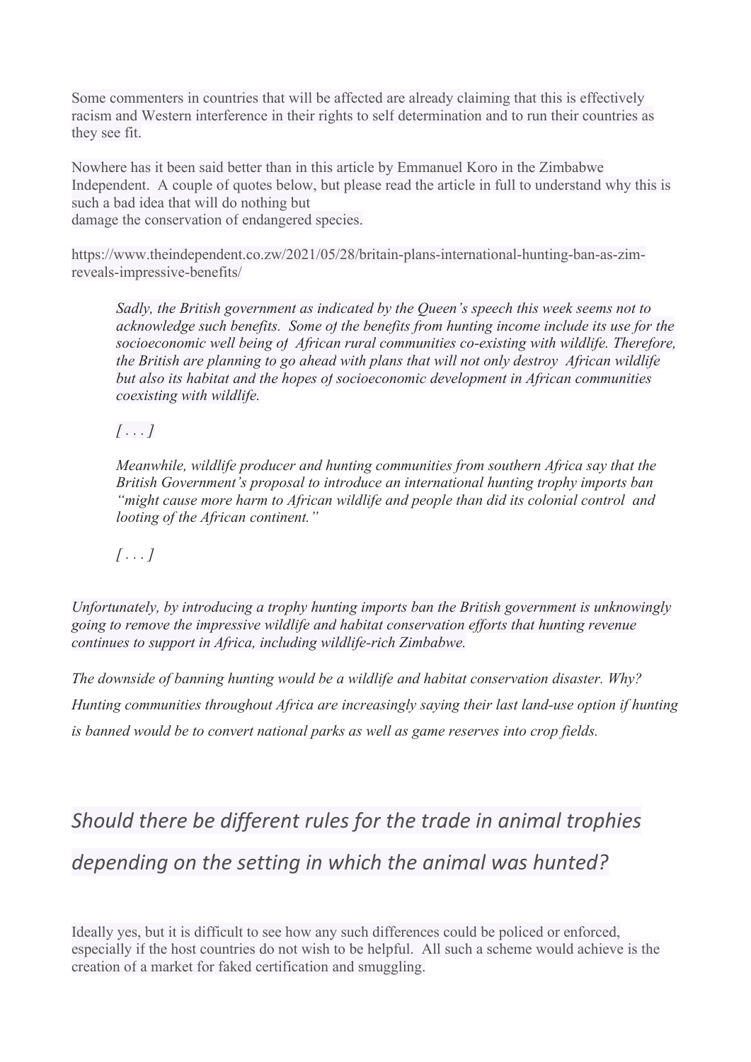Some commenters in countries that will be affected are already claiming that this is effectively racism and Western interference in their rights to self determination and to run their countries as they see fit.

Nowhere has it been said better than in this article by Emmanuel Koro in the Zimbabwe Independent. A couple of quotes below, but please read the article in full to understand why this is such a bad idea that will do nothing but damage the conservation of endangered species.

https://www.theindependent.co.zw/2021/05/28/britain-plans-international-hunting-ban-as-zim-reveals-impressive-benefits/

> *Sadly, the British government as indicated by the Queen's speech this week seems not to acknowledge such benefits. Some of the benefits from hunting income include its use for the socioeconomic well being of African rural communities co-existing with wildlife. Therefore, the British are planning to go ahead with plans that will not only destroy African wildlife but also its habitat and the hopes of socioeconomic development in African communities coexisting with wildlife.*
>
> *[ . . . ]*
>
> *Meanwhile, wildlife producer and hunting communities from southern Africa say that the British Government's proposal to introduce an international hunting trophy imports ban "might cause more harm to African wildlife and people than did its colonial control and looting of the African continent."*
>
> *[ . . . ]*

*Unfortunately, by introducing a trophy hunting imports ban the British government is unknowingly going to remove the impressive wildlife and habitat conservation efforts that hunting revenue continues to support in Africa, including wildlife-rich Zimbabwe.*

*The downside of banning hunting would be a wildlife and habitat conservation disaster. Why? Hunting communities throughout Africa are increasingly saying their last land-use option if hunting is banned would be to convert national parks as well as game reserves into crop fields.*

## *Should there be different rules for the trade in animal trophies depending on the setting in which the animal was hunted?*

Ideally yes, but it is difficult to see how any such differences could be policed or enforced, especially if the host countries do not wish to be helpful. All such a scheme would achieve is the creation of a market for faked certification and smuggling.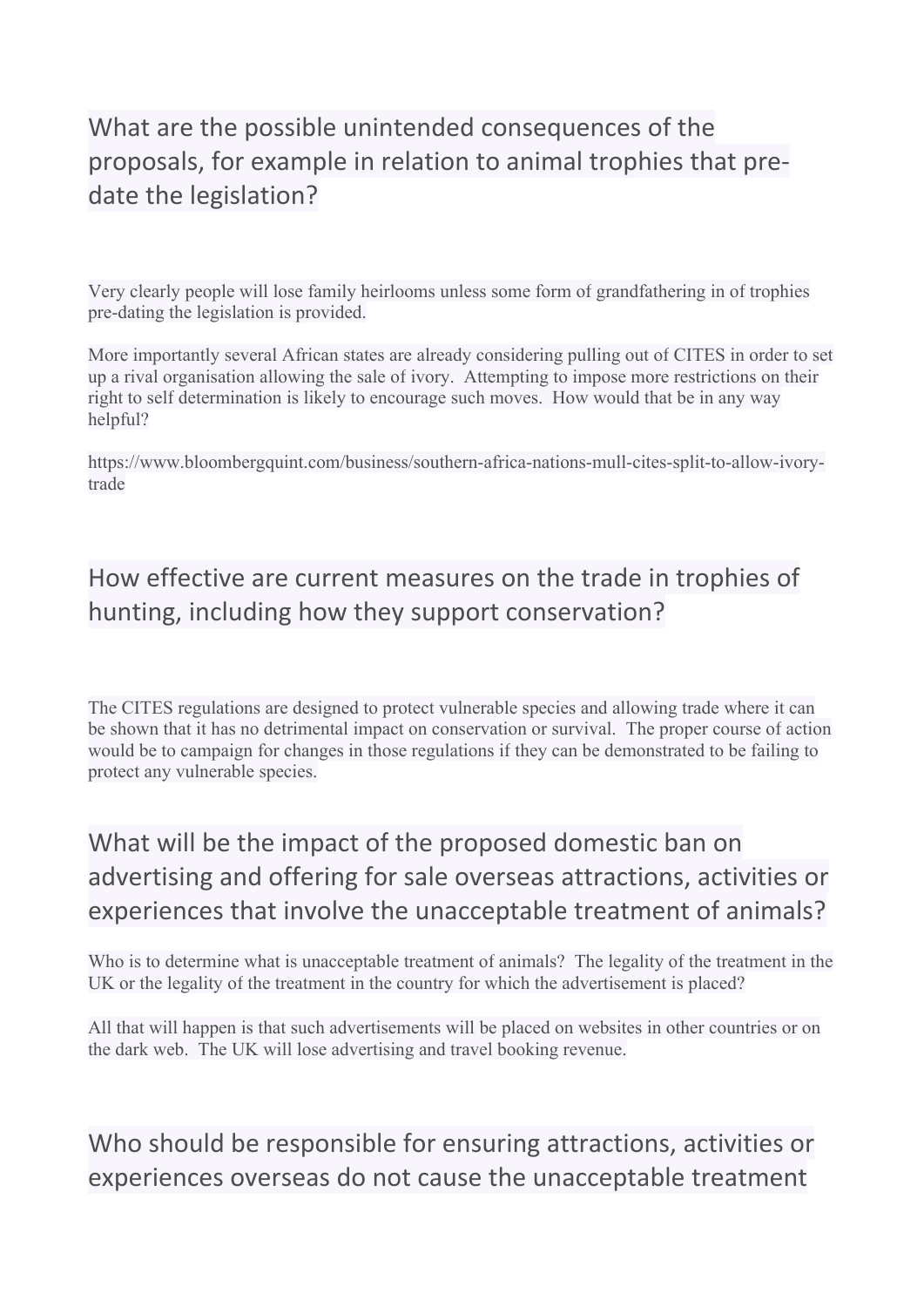## What are the possible unintended consequences of the proposals, for example in relation to animal trophies that pre-date the legislation?

Very clearly people will lose family heirlooms unless some form of grandfathering in of trophies pre-dating the legislation is provided.

More importantly several African states are already considering pulling out of CITES in order to set up a rival organisation allowing the sale of ivory. Attempting to impose more restrictions on their right to self determination is likely to encourage such moves. How would that be in any way helpful?

https://www.bloombergquint.com/business/southern-africa-nations-mull-cites-split-to-allow-ivory-trade

## How effective are current measures on the trade in trophies of hunting, including how they support conservation?

The CITES regulations are designed to protect vulnerable species and allowing trade where it can be shown that it has no detrimental impact on conservation or survival. The proper course of action would be to campaign for changes in those regulations if they can be demonstrated to be failing to protect any vulnerable species.

## What will be the impact of the proposed domestic ban on advertising and offering for sale overseas attractions, activities or experiences that involve the unacceptable treatment of animals?

Who is to determine what is unacceptable treatment of animals? The legality of the treatment in the UK or the legality of the treatment in the country for which the advertisement is placed?

All that will happen is that such advertisements will be placed on websites in other countries or on the dark web. The UK will lose advertising and travel booking revenue.

## Who should be responsible for ensuring attractions, activities or experiences overseas do not cause the unacceptable treatment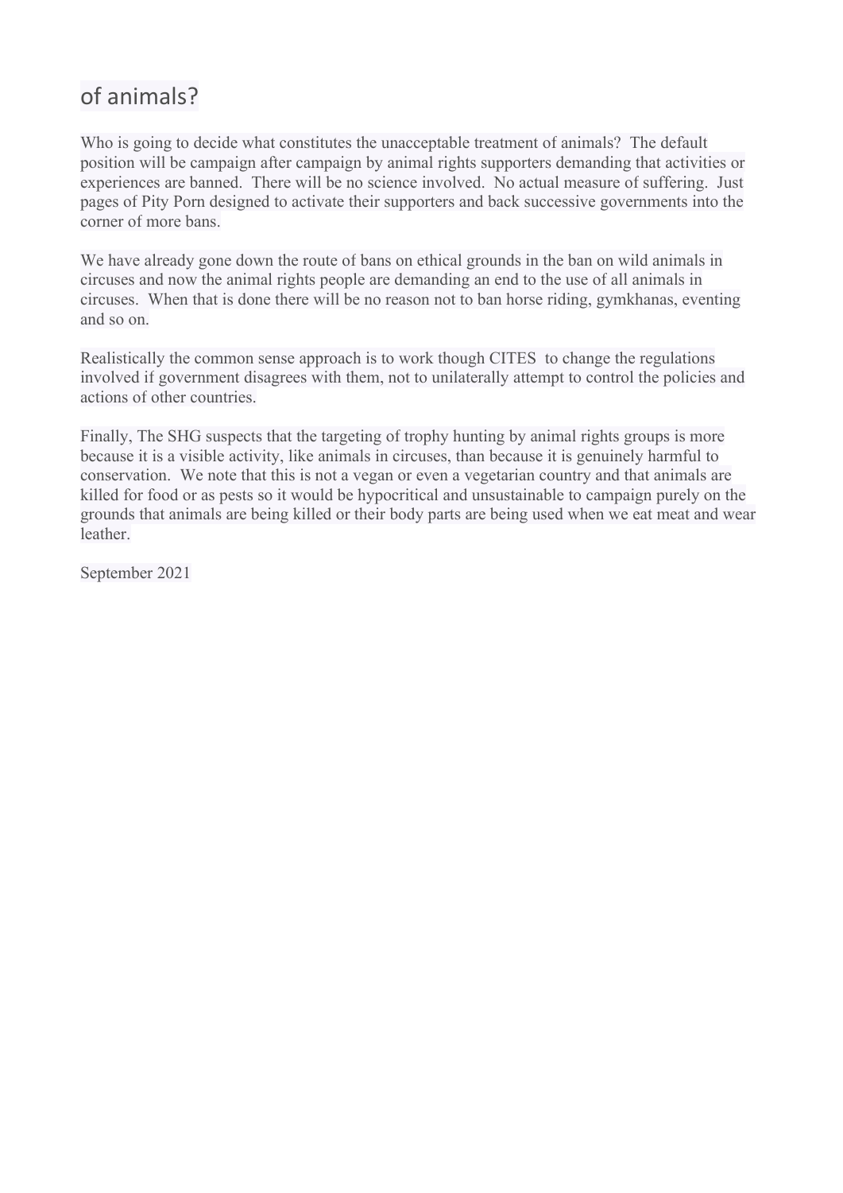## of animals?

Who is going to decide what constitutes the unacceptable treatment of animals? The default position will be campaign after campaign by animal rights supporters demanding that activities or experiences are banned. There will be no science involved. No actual measure of suffering. Just pages of Pity Porn designed to activate their supporters and back successive governments into the corner of more bans.

We have already gone down the route of bans on ethical grounds in the ban on wild animals in circuses and now the animal rights people are demanding an end to the use of all animals in circuses. When that is done there will be no reason not to ban horse riding, gymkhanas, eventing and so on.

Realistically the common sense approach is to work though CITES to change the regulations involved if government disagrees with them, not to unilaterally attempt to control the policies and actions of other countries.

Finally, The SHG suspects that the targeting of trophy hunting by animal rights groups is more because it is a visible activity, like animals in circuses, than because it is genuinely harmful to conservation. We note that this is not a vegan or even a vegetarian country and that animals are killed for food or as pests so it would be hypocritical and unsustainable to campaign purely on the grounds that animals are being killed or their body parts are being used when we eat meat and wear leather.

September 2021